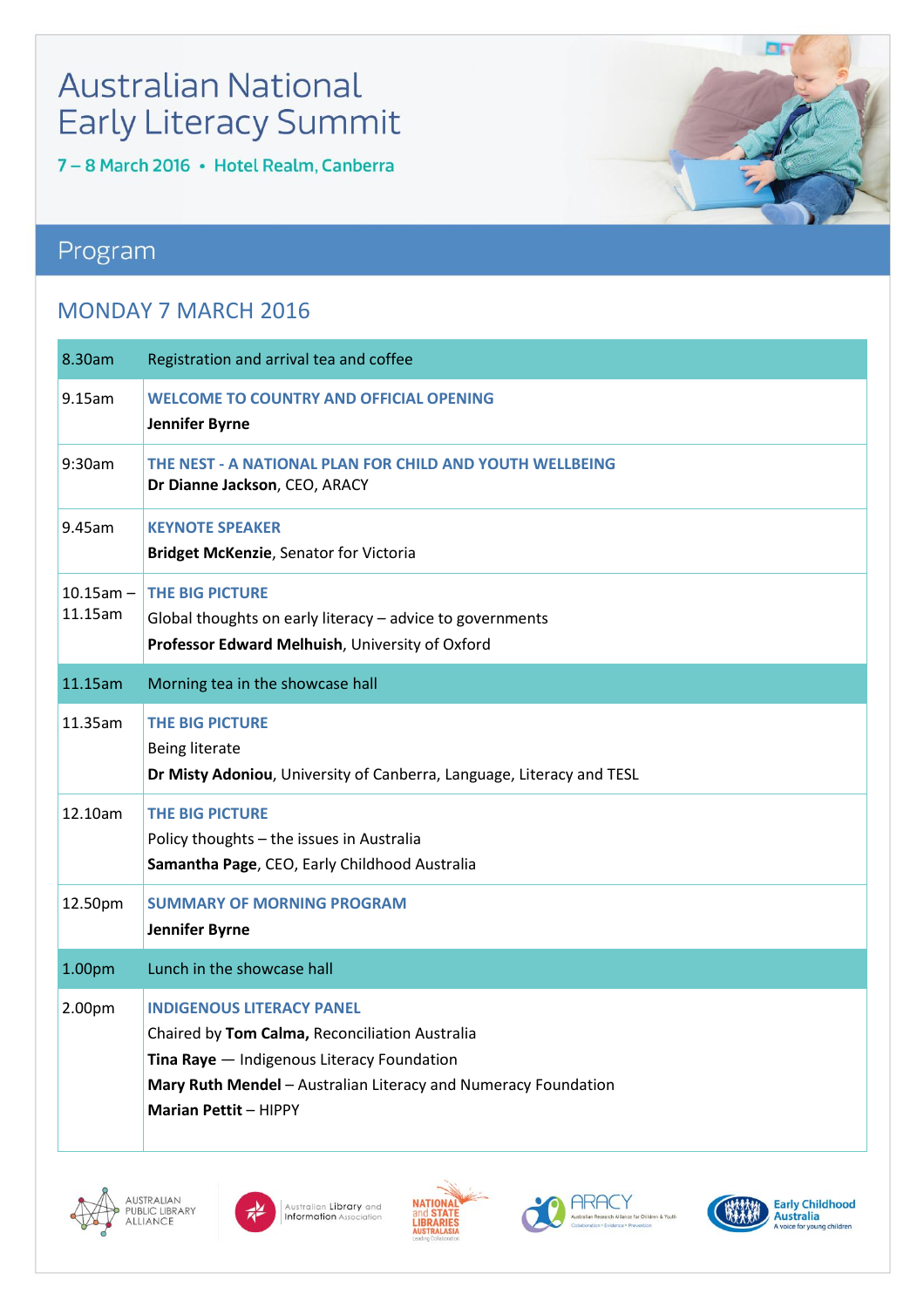# Australian National Early Literacy Summit

**7 – 8 March 2016 • Hotel Realm, Canberra**

## Program

### MONDAY 7 MARCH 2016

| Time | Session |
|---|---|
| 8.30am | Registration and arrival tea and coffee |
| 9.15am | **WELCOME TO COUNTRY AND OFFICIAL OPENING**<br>**Jennifer Byrne** |
| 9:30am | **THE NEST - A NATIONAL PLAN FOR CHILD AND YOUTH WELLBEING**<br>**Dr Dianne Jackson**, CEO, ARACY |
| 9.45am | **KEYNOTE SPEAKER**<br>**Bridget McKenzie**, Senator for Victoria |
| 10.15am – 11.15am | **THE BIG PICTURE**<br>Global thoughts on early literacy – advice to governments<br>**Professor Edward Melhuish**, University of Oxford |
| 11.15am | Morning tea in the showcase hall |
| 11.35am | **THE BIG PICTURE**<br>Being literate<br>**Dr Misty Adoniou**, University of Canberra, Language, Literacy and TESL |
| 12.10am | **THE BIG PICTURE**<br>Policy thoughts – the issues in Australia<br>**Samantha Page**, CEO, Early Childhood Australia |
| 12.50pm | **SUMMARY OF MORNING PROGRAM**<br>**Jennifer Byrne** |
| 1.00pm | Lunch in the showcase hall |
| 2.00pm | **INDIGENOUS LITERACY PANEL**<br>Chaired by **Tom Calma,** Reconciliation Australia<br>**Tina Raye** — Indigenous Literacy Foundation<br>**Mary Ruth Mendel** – Australian Literacy and Numeracy Foundation<br>**Marian Pettit** – HIPPY |

AUSTRALIAN PUBLIC LIBRARY ALLIANCE • Australian Library and Information Association • NATIONAL and STATE LIBRARIES AUSTRALASIA • ARACY • Early Childhood Australia – A voice for young children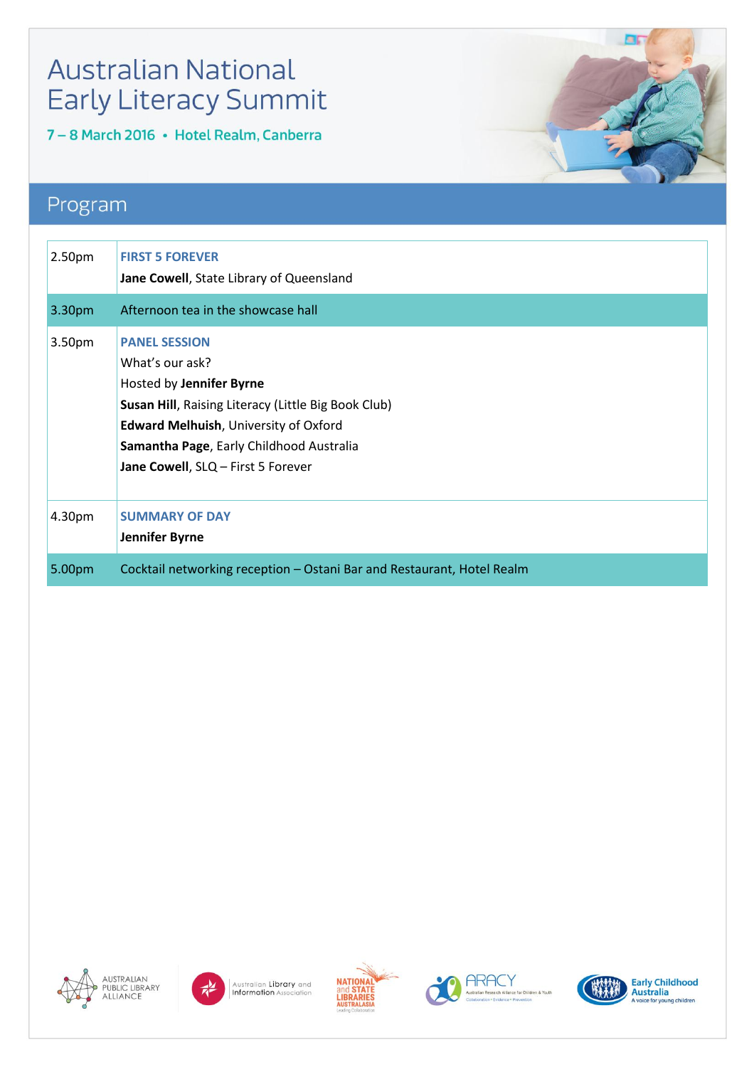# Australian National Early Literacy Summit

**7 – 8 March 2016 • Hotel Realm, Canberra**

## Program

| Time | Session |
|---|---|
| 2.50pm | **FIRST 5 FOREVER**<br>**Jane Cowell**, State Library of Queensland |
| 3.30pm | Afternoon tea in the showcase hall |
| 3.50pm | **PANEL SESSION**<br>What's our ask?<br>Hosted by **Jennifer Byrne**<br>**Susan Hill**, Raising Literacy (Little Big Book Club)<br>**Edward Melhuish**, University of Oxford<br>**Samantha Page**, Early Childhood Australia<br>**Jane Cowell**, SLQ – First 5 Forever |
| 4.30pm | **SUMMARY OF DAY**<br>**Jennifer Byrne** |
| 5.00pm | Cocktail networking reception – Ostani Bar and Restaurant, Hotel Realm |

AUSTRALIAN PUBLIC LIBRARY ALLIANCE

Australian Library and Information Association

NATIONAL and STATE LIBRARIES AUSTRALASIA Leading Collaboration

ARACY Australian Research Alliance for Children & Youth Collaboration • Evidence • Prevention

Early Childhood Australia A voice for young children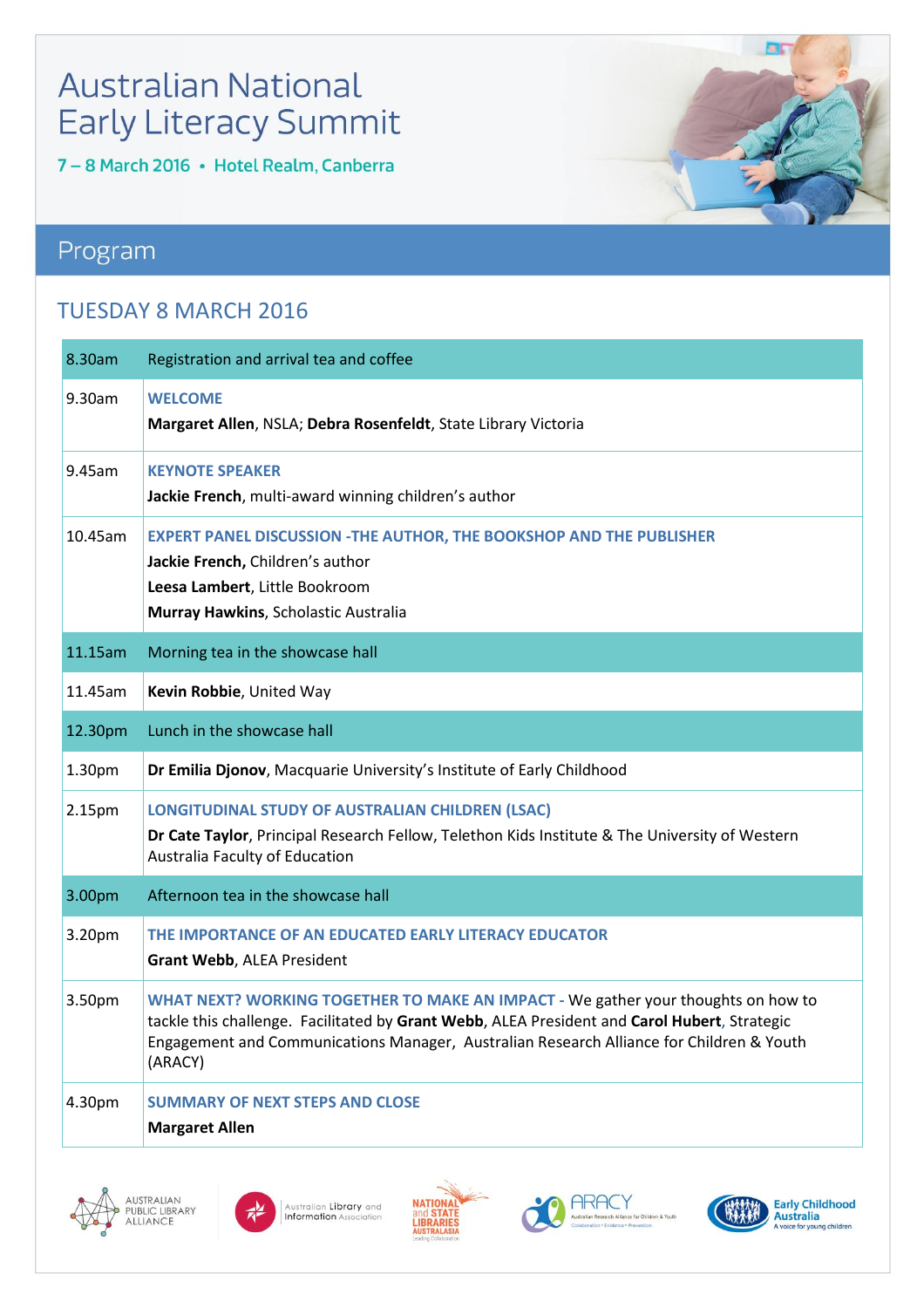# Australian National Early Literacy Summit

**7 – 8 March 2016 • Hotel Realm, Canberra**

## Program

### TUESDAY 8 MARCH 2016

| | |
|---|---|
| 8.30am | Registration and arrival tea and coffee |
| 9.30am | **WELCOME**<br>**Margaret Allen**, NSLA; **Debra Rosenfeldt**, State Library Victoria |
| 9.45am | **KEYNOTE SPEAKER**<br>**Jackie French**, multi-award winning children's author |
| 10.45am | **EXPERT PANEL DISCUSSION -THE AUTHOR, THE BOOKSHOP AND THE PUBLISHER**<br>**Jackie French,** Children's author<br>**Leesa Lambert**, Little Bookroom<br>**Murray Hawkins**, Scholastic Australia |
| 11.15am | Morning tea in the showcase hall |
| 11.45am | **Kevin Robbie**, United Way |
| 12.30pm | Lunch in the showcase hall |
| 1.30pm | **Dr Emilia Djonov**, Macquarie University's Institute of Early Childhood |
| 2.15pm | **LONGITUDINAL STUDY OF AUSTRALIAN CHILDREN (LSAC)**<br>**Dr Cate Taylor**, Principal Research Fellow, Telethon Kids Institute & The University of Western Australia Faculty of Education |
| 3.00pm | Afternoon tea in the showcase hall |
| 3.20pm | **THE IMPORTANCE OF AN EDUCATED EARLY LITERACY EDUCATOR**<br>**Grant Webb**, ALEA President |
| 3.50pm | **WHAT NEXT? WORKING TOGETHER TO MAKE AN IMPACT** - We gather your thoughts on how to tackle this challenge. Facilitated by **Grant Webb**, ALEA President and **Carol Hubert**, Strategic Engagement and Communications Manager, Australian Research Alliance for Children & Youth (ARACY) |
| 4.30pm | **SUMMARY OF NEXT STEPS AND CLOSE**<br>**Margaret Allen** |

Australian Public Library Alliance | Australian Library and Information Association | National and State Libraries Australasia | ARACY | Early Childhood Australia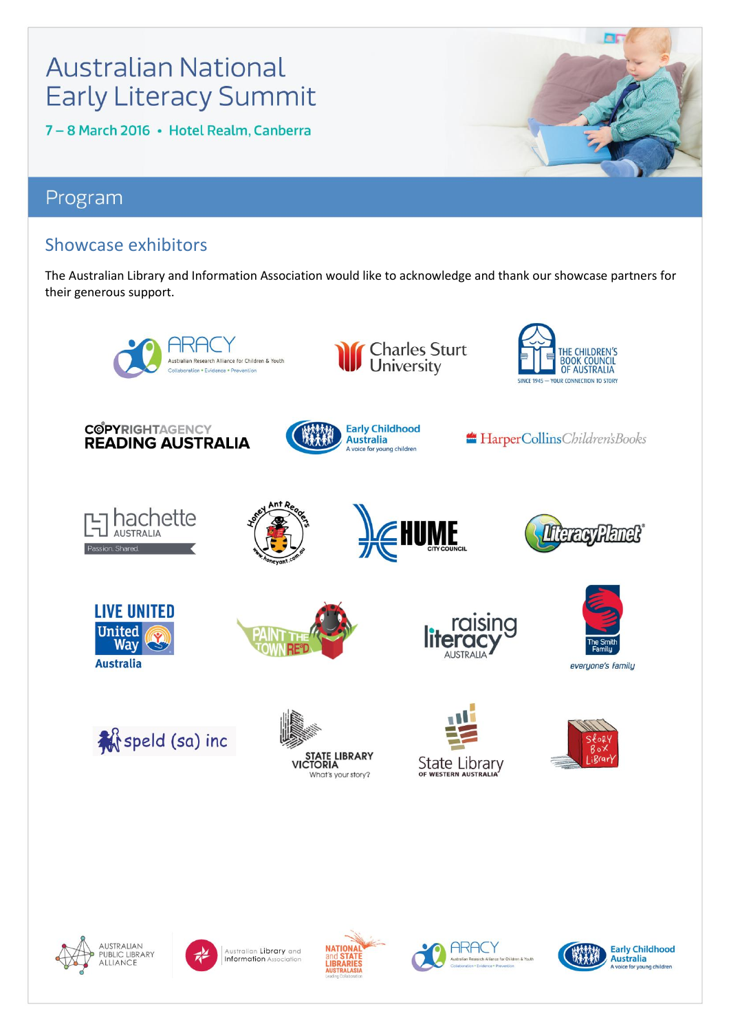# Australian National Early Literacy Summit

7 – 8 March 2016 • Hotel Realm, Canberra

## Program

### Showcase exhibitors

The Australian Library and Information Association would like to acknowledge and thank our showcase partners for their generous support.